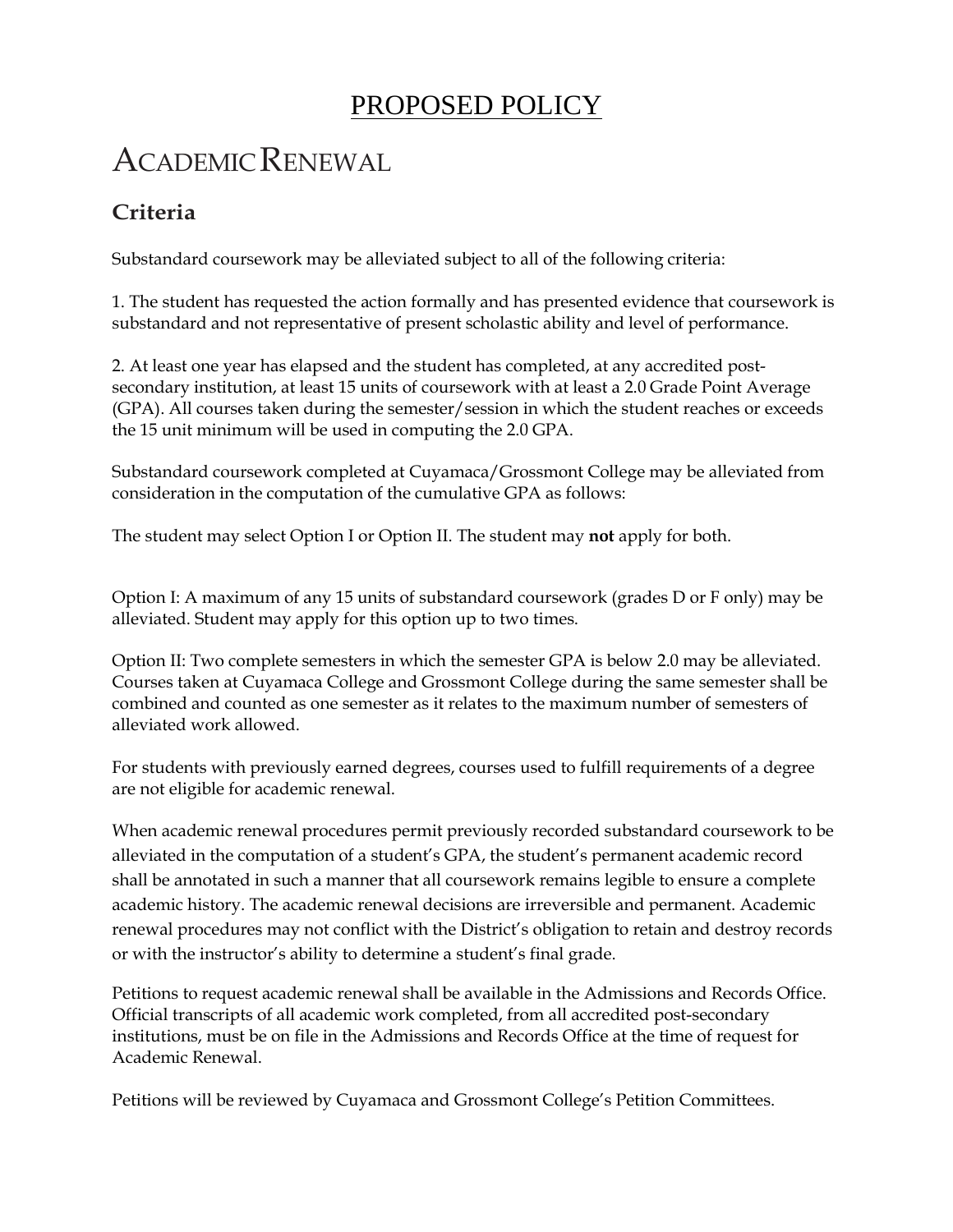# PROPOSED POLICY

# ACADEMIC RENEWAL

## Criteria

Substandard coursework may be alleviated subject to all of the following criteria:

1. The student has requested the action formally and has presented evidence that coursework is substandard and not representative of present scholastic ability and level of performance.

2. At least one year has elapsed and the student has completed, at any accredited post-secondary institution, at least 15 units of coursework with at least a 2.0 Grade Point Average (GPA). All courses taken during the semester/session in which the student reaches or exceeds the 15 unit minimum will be used in computing the 2.0 GPA.

Substandard coursework completed at Cuyamaca/Grossmont College may be alleviated from consideration in the computation of the cumulative GPA as follows:

The student may select Option I or Option II. The student may **not** apply for both.

Option I: A maximum of any 15 units of substandard coursework (grades D or F only) may be alleviated. Student may apply for this option up to two times.

Option II: Two complete semesters in which the semester GPA is below 2.0 may be alleviated. Courses taken at Cuyamaca College and Grossmont College during the same semester shall be combined and counted as one semester as it relates to the maximum number of semesters of alleviated work allowed.

For students with previously earned degrees, courses used to fulfill requirements of a degree are not eligible for academic renewal.

When academic renewal procedures permit previously recorded substandard coursework to be alleviated in the computation of a student's GPA, the student's permanent academic record shall be annotated in such a manner that all coursework remains legible to ensure a complete academic history. The academic renewal decisions are irreversible and permanent. Academic renewal procedures may not conflict with the District's obligation to retain and destroy records or with the instructor's ability to determine a student's final grade.

Petitions to request academic renewal shall be available in the Admissions and Records Office. Official transcripts of all academic work completed, from all accredited post-secondary institutions, must be on file in the Admissions and Records Office at the time of request for Academic Renewal.

Petitions will be reviewed by Cuyamaca and Grossmont College's Petition Committees.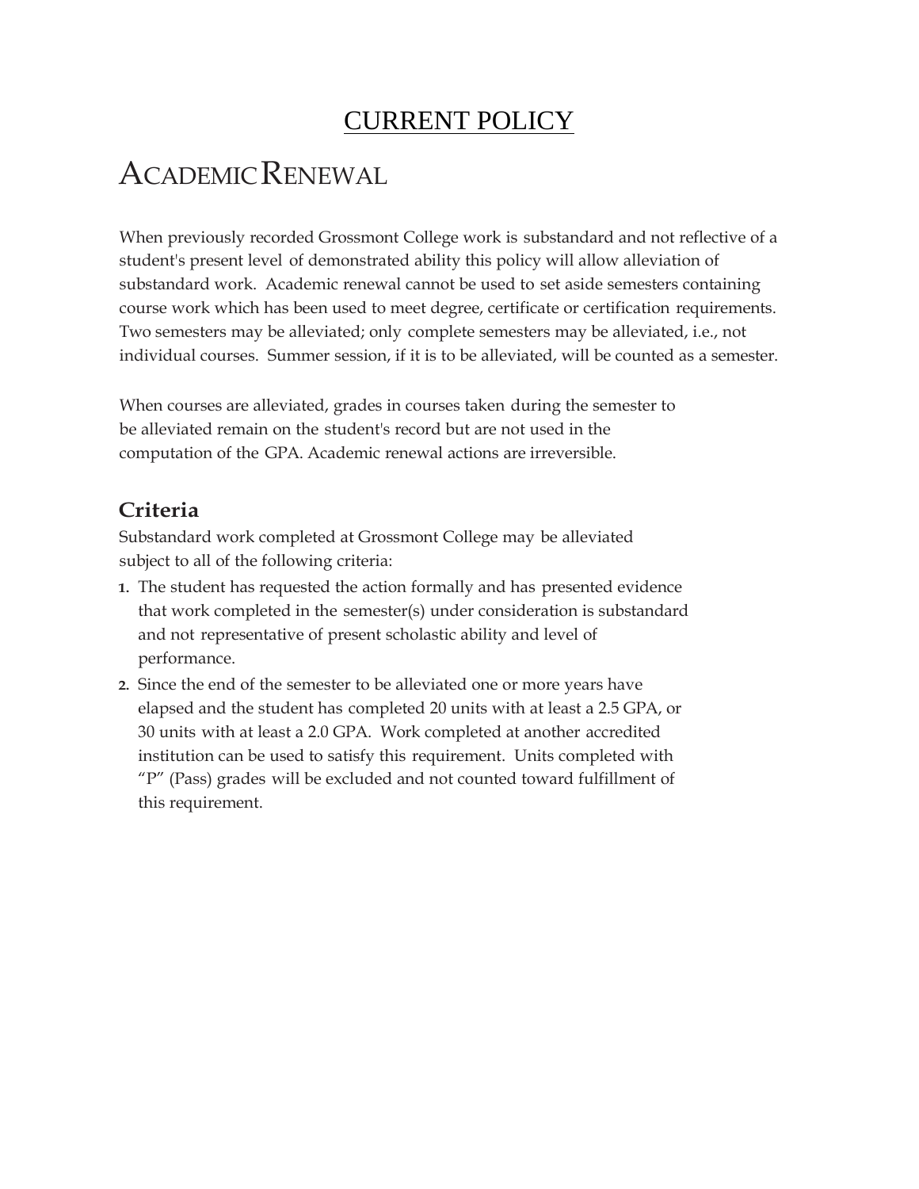# CURRENT POLICY

# ACADEMIC RENEWAL

When previously recorded Grossmont College work is substandard and not reflective of a student's present level of demonstrated ability this policy will allow alleviation of substandard work. Academic renewal cannot be used to set aside semesters containing course work which has been used to meet degree, certificate or certification requirements. Two semesters may be alleviated; only complete semesters may be alleviated, i.e., not individual courses. Summer session, if it is to be alleviated, will be counted as a semester.

When courses are alleviated, grades in courses taken during the semester to be alleviated remain on the student's record but are not used in the computation of the GPA. Academic renewal actions are irreversible.

## Criteria

Substandard work completed at Grossmont College may be alleviated subject to all of the following criteria:

1. The student has requested the action formally and has presented evidence that work completed in the semester(s) under consideration is substandard and not representative of present scholastic ability and level of performance.
2. Since the end of the semester to be alleviated one or more years have elapsed and the student has completed 20 units with at least a 2.5 GPA, or 30 units with at least a 2.0 GPA. Work completed at another accredited institution can be used to satisfy this requirement. Units completed with "P" (Pass) grades will be excluded and not counted toward fulfillment of this requirement.